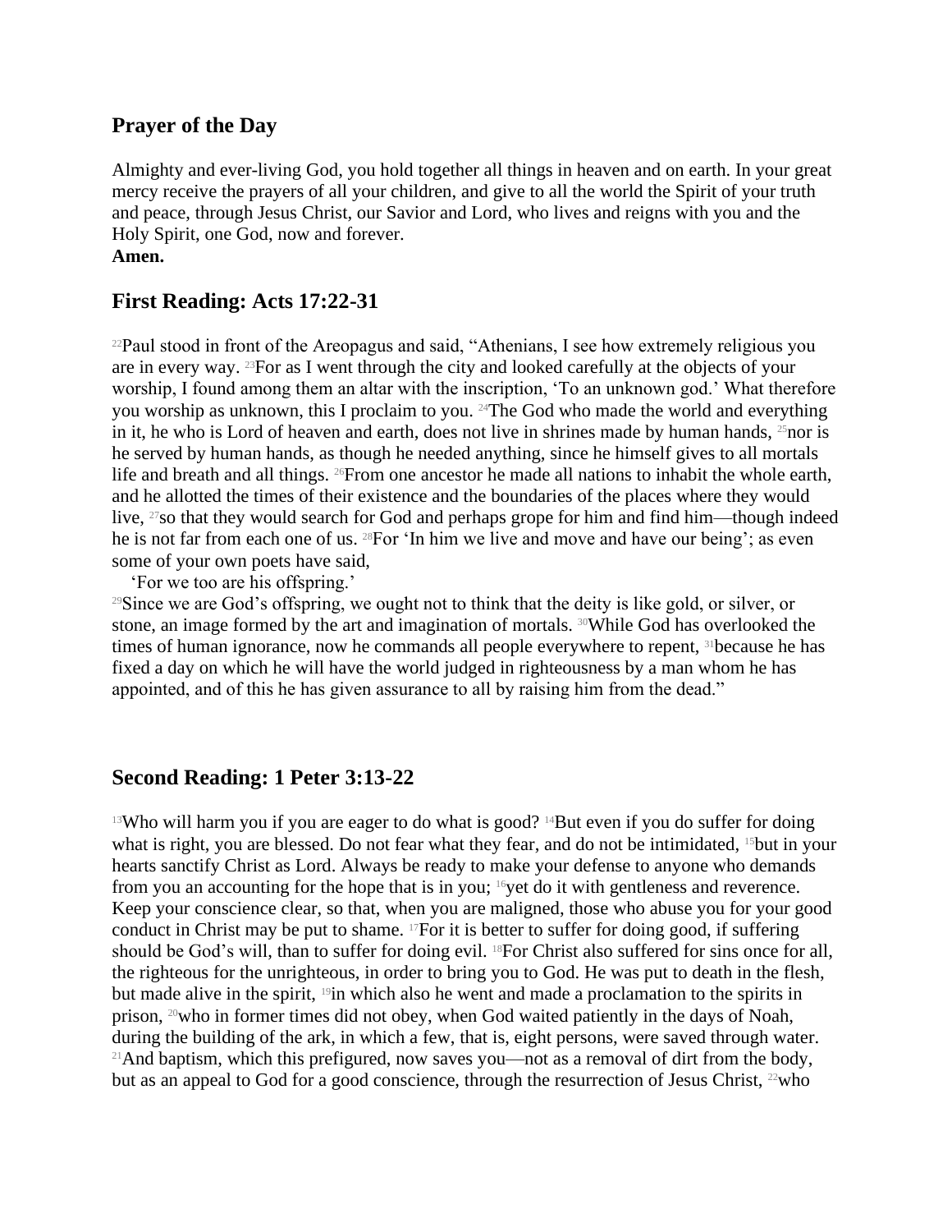## Prayer of the Day

Almighty and ever-living God, you hold together all things in heaven and on earth. In your great mercy receive the prayers of all your children, and give to all the world the Spirit of your truth and peace, through Jesus Christ, our Savior and Lord, who lives and reigns with you and the Holy Spirit, one God, now and forever.
**Amen.**

## First Reading: Acts 17:22-31

[22]Paul stood in front of the Areopagus and said, "Athenians, I see how extremely religious you are in every way. [23]For as I went through the city and looked carefully at the objects of your worship, I found among them an altar with the inscription, 'To an unknown god.' What therefore you worship as unknown, this I proclaim to you. [24]The God who made the world and everything in it, he who is Lord of heaven and earth, does not live in shrines made by human hands, [25]nor is he served by human hands, as though he needed anything, since he himself gives to all mortals life and breath and all things. [26]From one ancestor he made all nations to inhabit the whole earth, and he allotted the times of their existence and the boundaries of the places where they would live, [27]so that they would search for God and perhaps grope for him and find him—though indeed he is not far from each one of us. [28]For 'In him we live and move and have our being'; as even some of your own poets have said,
'For we too are his offspring.'
[29]Since we are God's offspring, we ought not to think that the deity is like gold, or silver, or stone, an image formed by the art and imagination of mortals. [30]While God has overlooked the times of human ignorance, now he commands all people everywhere to repent, [31]because he has fixed a day on which he will have the world judged in righteousness by a man whom he has appointed, and of this he has given assurance to all by raising him from the dead."

## Second Reading: 1 Peter 3:13-22

[13]Who will harm you if you are eager to do what is good? [14]But even if you do suffer for doing what is right, you are blessed. Do not fear what they fear, and do not be intimidated, [15]but in your hearts sanctify Christ as Lord. Always be ready to make your defense to anyone who demands from you an accounting for the hope that is in you; [16]yet do it with gentleness and reverence. Keep your conscience clear, so that, when you are maligned, those who abuse you for your good conduct in Christ may be put to shame. [17]For it is better to suffer for doing good, if suffering should be God's will, than to suffer for doing evil. [18]For Christ also suffered for sins once for all, the righteous for the unrighteous, in order to bring you to God. He was put to death in the flesh, but made alive in the spirit, [19]in which also he went and made a proclamation to the spirits in prison, [20]who in former times did not obey, when God waited patiently in the days of Noah, during the building of the ark, in which a few, that is, eight persons, were saved through water. [21]And baptism, which this prefigured, now saves you—not as a removal of dirt from the body, but as an appeal to God for a good conscience, through the resurrection of Jesus Christ, [22]who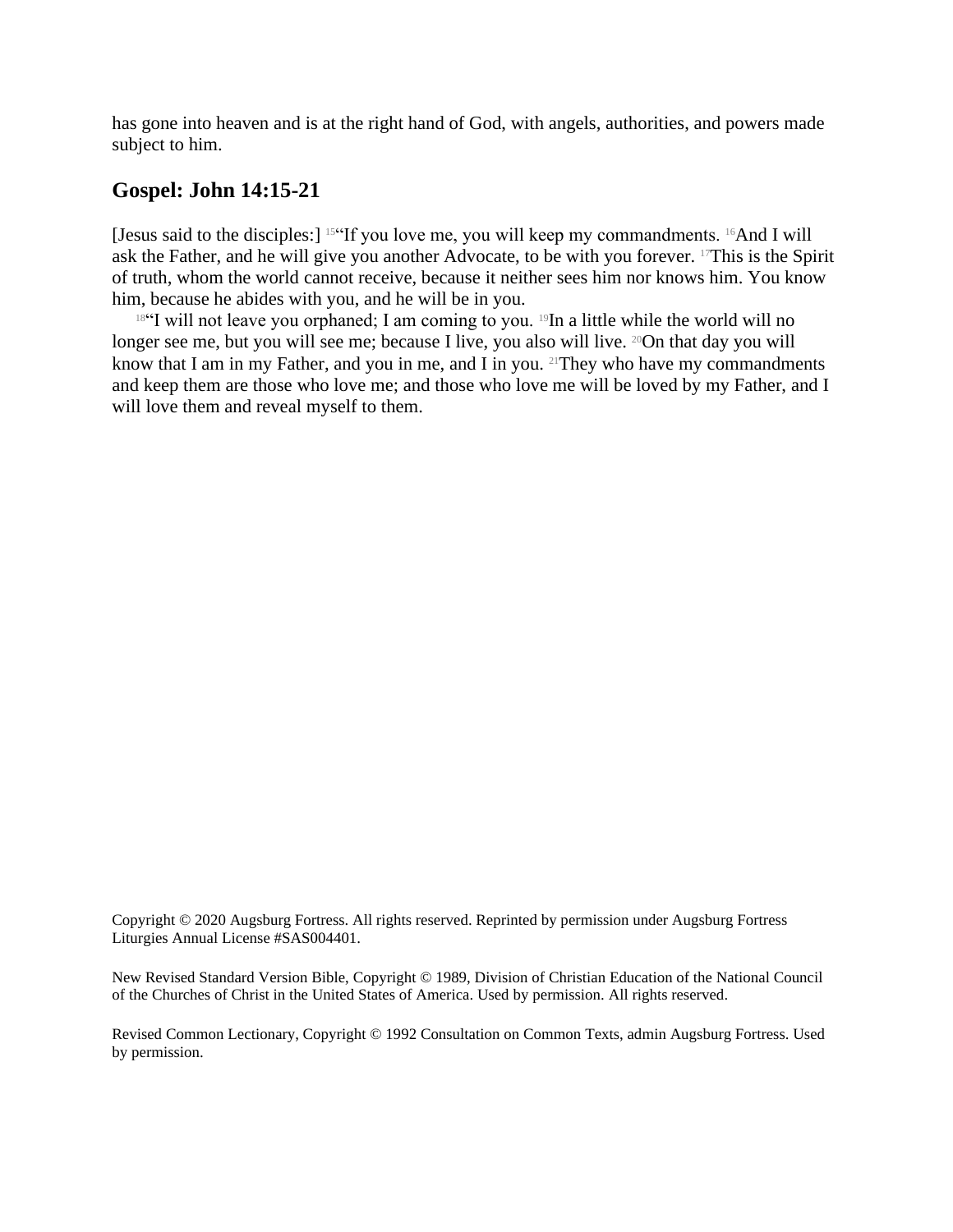has gone into heaven and is at the right hand of God, with angels, authorities, and powers made subject to him.

## Gospel: John 14:15-21

[Jesus said to the disciples:] [15]"If you love me, you will keep my commandments. [16]And I will ask the Father, and he will give you another Advocate, to be with you forever. [17]This is the Spirit of truth, whom the world cannot receive, because it neither sees him nor knows him. You know him, because he abides with you, and he will be in you.

[18]"I will not leave you orphaned; I am coming to you. [19]In a little while the world will no longer see me, but you will see me; because I live, you also will live. [20]On that day you will know that I am in my Father, and you in me, and I in you. [21]They who have my commandments and keep them are those who love me; and those who love me will be loved by my Father, and I will love them and reveal myself to them.

Copyright © 2020 Augsburg Fortress. All rights reserved. Reprinted by permission under Augsburg Fortress Liturgies Annual License #SAS004401.

New Revised Standard Version Bible, Copyright © 1989, Division of Christian Education of the National Council of the Churches of Christ in the United States of America. Used by permission. All rights reserved.

Revised Common Lectionary, Copyright © 1992 Consultation on Common Texts, admin Augsburg Fortress. Used by permission.